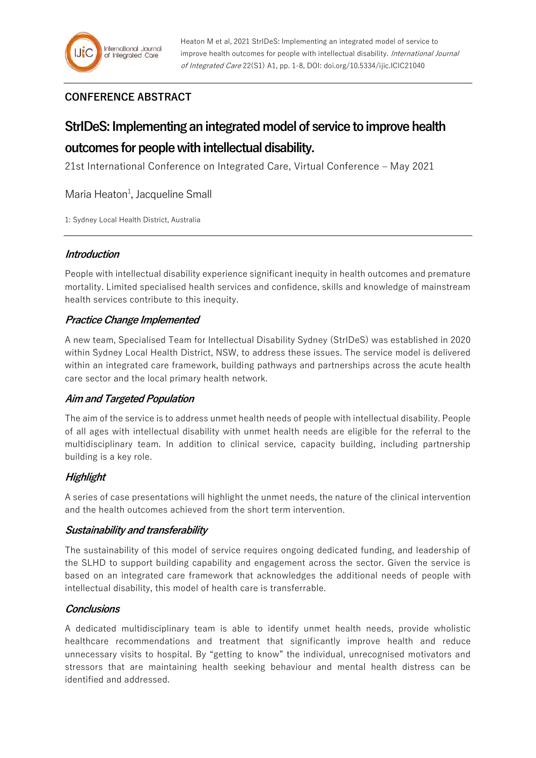**CONFERENCE ABSTRACT**

# StrIDeS: Implementing an integrated model of service to improve health outcomes for people with intellectual disability.

21st International Conference on Integrated Care, Virtual Conference – May 2021

Maria Heaton[1], Jacqueline Small

1: Sydney Local Health District, Australia

## *Introduction*

People with intellectual disability experience significant inequity in health outcomes and premature mortality. Limited specialised health services and confidence, skills and knowledge of mainstream health services contribute to this inequity.

## *Practice Change Implemented*

A new team, Specialised Team for Intellectual Disability Sydney (StrIDeS) was established in 2020 within Sydney Local Health District, NSW, to address these issues. The service model is delivered within an integrated care framework, building pathways and partnerships across the acute health care sector and the local primary health network.

## *Aim and Targeted Population*

The aim of the service is to address unmet health needs of people with intellectual disability. People of all ages with intellectual disability with unmet health needs are eligible for the referral to the multidisciplinary team. In addition to clinical service, capacity building, including partnership building is a key role.

## *Highlight*

A series of case presentations will highlight the unmet needs, the nature of the clinical intervention and the health outcomes achieved from the short term intervention.

## *Sustainability and transferability*

The sustainability of this model of service requires ongoing dedicated funding, and leadership of the SLHD to support building capability and engagement across the sector. Given the service is based on an integrated care framework that acknowledges the additional needs of people with intellectual disability, this model of health care is transferrable.

## *Conclusions*

A dedicated multidisciplinary team is able to identify unmet health needs, provide wholistic healthcare recommendations and treatment that significantly improve health and reduce unnecessary visits to hospital. By "getting to know" the individual, unrecognised motivators and stressors that are maintaining health seeking behaviour and mental health distress can be identified and addressed.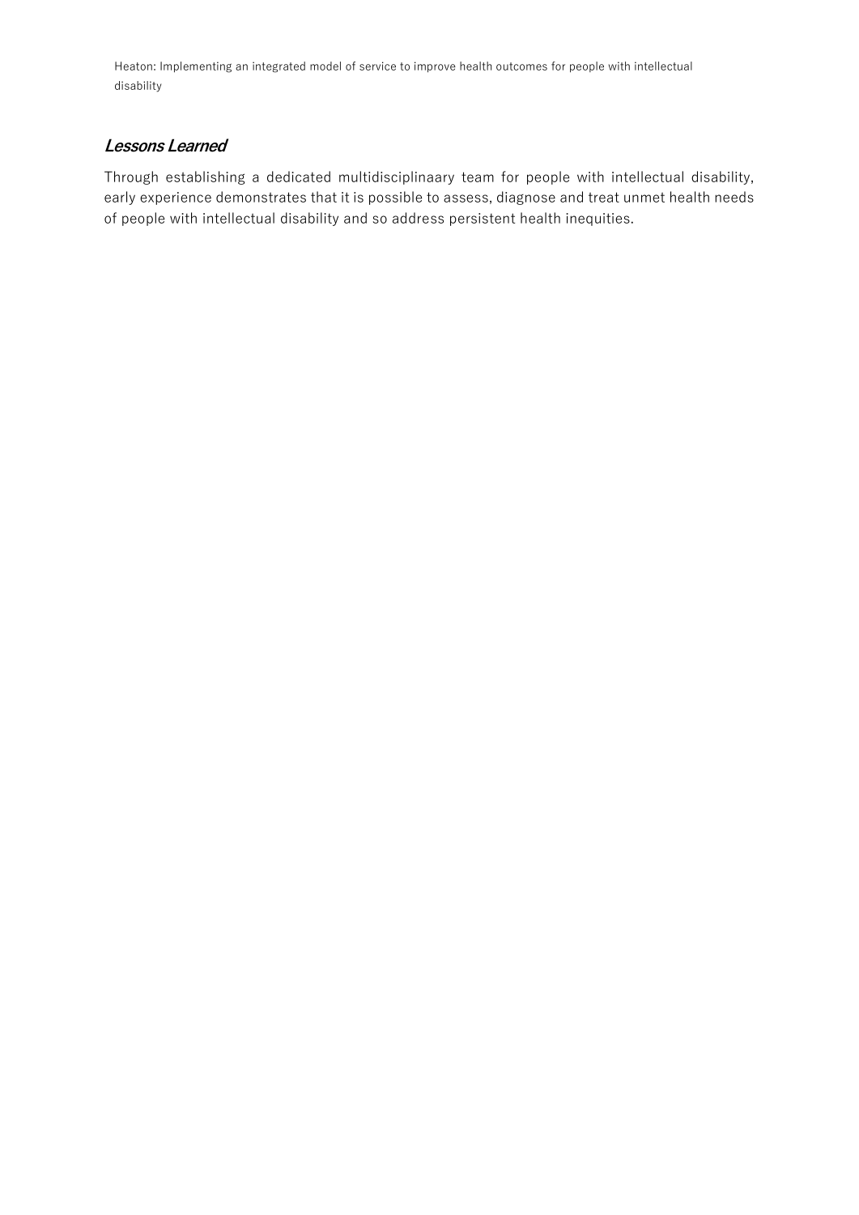## *Lessons Learned*

Through establishing a dedicated multidisciplinaary team for people with intellectual disability, early experience demonstrates that it is possible to assess, diagnose and treat unmet health needs of people with intellectual disability and so address persistent health inequities.